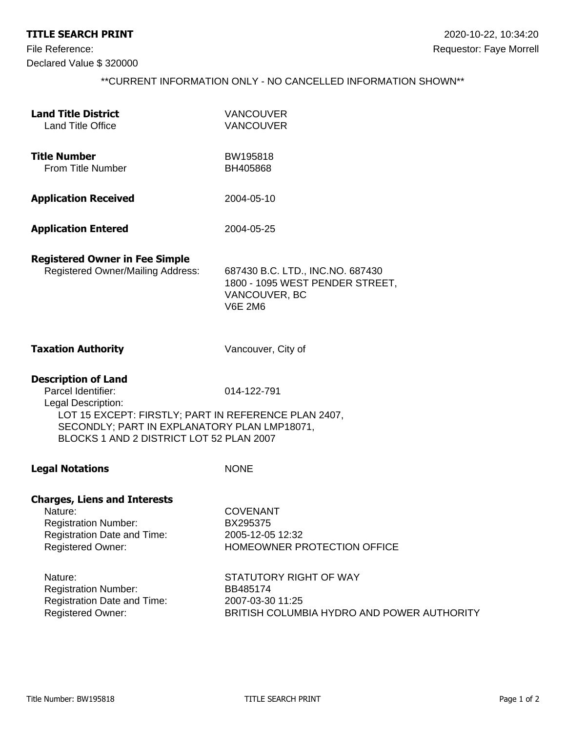**TITLE SEARCH PRINT** 2020-10-22, 10:34:20

File Reference: Requestor: Faye Morrell

Declared Value $ 320000

**CURRENT INFORMATION ONLY - NO CANCELLED INFORMATION SHOWN**

**Land Title District** VANCOUVER
Land Title Office VANCOUVER

**Title Number** BW195818
From Title Number BH405868

**Application Received** 2004-05-10

**Application Entered** 2004-05-25

**Registered Owner in Fee Simple**
Registered Owner/Mailing Address: 687430 B.C. LTD., INC.NO. 687430
1800 - 1095 WEST PENDER STREET,
VANCOUVER, BC
V6E 2M6

**Taxation Authority** Vancouver, City of

**Description of Land**
Parcel Identifier: 014-122-791
Legal Description:
LOT 15 EXCEPT: FIRSTLY; PART IN REFERENCE PLAN 2407,
SECONDLY; PART IN EXPLANATORY PLAN LMP18071,
BLOCKS 1 AND 2 DISTRICT LOT 52 PLAN 2007

**Legal Notations** NONE

**Charges, Liens and Interests**

Nature: COVENANT
Registration Number: BX295375
Registration Date and Time: 2005-12-05 12:32
Registered Owner: HOMEOWNER PROTECTION OFFICE

Nature: STATUTORY RIGHT OF WAY
Registration Number: BB485174
Registration Date and Time: 2007-03-30 11:25
Registered Owner: BRITISH COLUMBIA HYDRO AND POWER AUTHORITY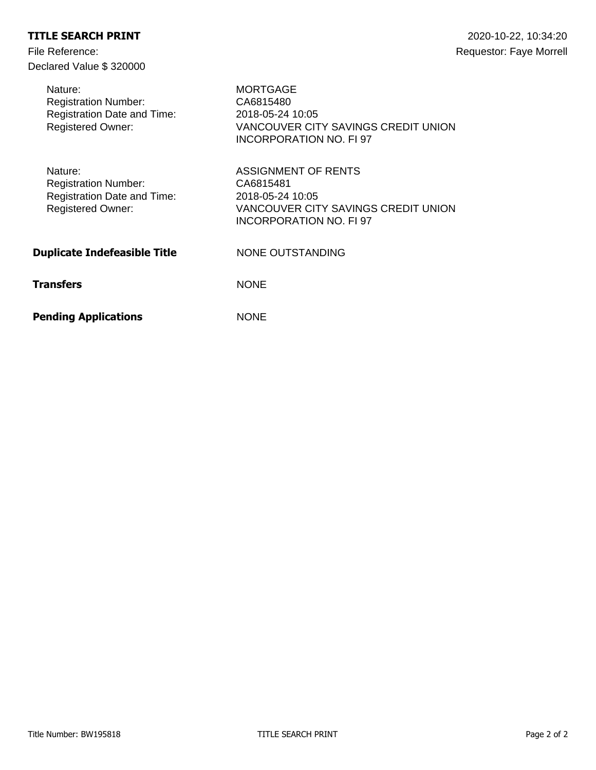**TITLE SEARCH PRINT** 2020-10-22, 10:34:20

File Reference: Requestor: Faye Morrell

Declared Value $ 320000

| | |
|---|---|
| Nature: | MORTGAGE |
| Registration Number: | CA6815480 |
| Registration Date and Time: | 2018-05-24 10:05 |
| Registered Owner: | VANCOUVER CITY SAVINGS CREDIT UNION INCORPORATION NO. FI 97 |

| | |
|---|---|
| Nature: | ASSIGNMENT OF RENTS |
| Registration Number: | CA6815481 |
| Registration Date and Time: | 2018-05-24 10:05 |
| Registered Owner: | VANCOUVER CITY SAVINGS CREDIT UNION INCORPORATION NO. FI 97 |

**Duplicate Indefeasible Title** NONE OUTSTANDING

**Transfers** NONE

**Pending Applications** NONE